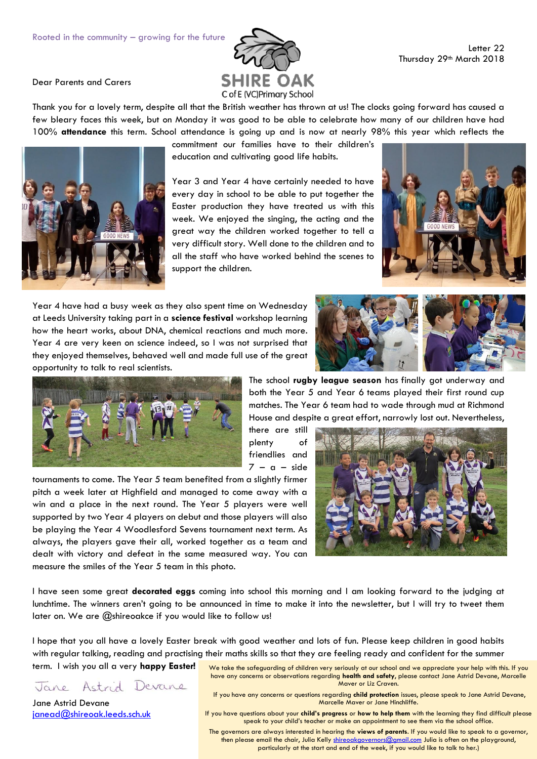Rooted in the community – growing for the future

SHIRE OAK
C of E (VC) Primary School

Letter 22
Thursday 29th March 2018

Dear Parents and Carers

Thank you for a lovely term, despite all that the British weather has thrown at us! The clocks going forward has caused a few bleary faces this week, but on Monday it was good to be able to celebrate how many of our children have had 100% **attendance** this term. School attendance is going up and is now at nearly 98% this year which reflects the commitment our families have to their children's education and cultivating good life habits.

Year 3 and Year 4 have certainly needed to have every day in school to be able to put together the Easter production they have treated us with this week. We enjoyed the singing, the acting and the great way the children worked together to tell a very difficult story. Well done to the children and to all the staff who have worked behind the scenes to support the children.

Year 4 have had a busy week as they also spent time on Wednesday at Leeds University taking part in a **science festival** workshop learning how the heart works, about DNA, chemical reactions and much more. Year 4 are very keen on science indeed, so I was not surprised that they enjoyed themselves, behaved well and made full use of the great opportunity to talk to real scientists.

The school **rugby league season** has finally got underway and both the Year 5 and Year 6 teams played their first round cup matches. The Year 6 team had to wade through mud at Richmond House and despite a great effort, narrowly lost out. Nevertheless, there are still plenty of friendlies and 7 – a – side tournaments to come. The Year 5 team benefited from a slightly firmer pitch a week later at Highfield and managed to come away with a win and a place in the next round. The Year 5 players were well supported by two Year 4 players on debut and those players will also be playing the Year 4 Woodlesford Sevens tournament next term. As always, the players gave their all, worked together as a team and dealt with victory and defeat in the same measured way. You can measure the smiles of the Year 5 team in this photo.

I have seen some great **decorated eggs** coming into school this morning and I am looking forward to the judging at lunchtime. The winners aren't going to be announced in time to make it into the newsletter, but I will try to tweet them later on. We are @shireoakce if you would like to follow us!

I hope that you all have a lovely Easter break with good weather and lots of fun. Please keep children in good habits with regular talking, reading and practising their maths skills so that they are feeling ready and confident for the summer term. I wish you all a very **happy Easter!**

Jane Astrid Devane

Jane Astrid Devane
janead@shireoak.leeds.sch.uk

We take the safeguarding of children very seriously at our school and we appreciate your help with this. If you have any concerns or observations regarding **health and safety**, please contact Jane Astrid Devane, Marcelle Maver or Liz Craven.

If you have any concerns or questions regarding **child protection** issues, please speak to Jane Astrid Devane, Marcelle Maver or Jane Hinchliffe.

If you have questions about your **child's progress** or **how to help them** with the learning they find difficult please speak to your child's teacher or make an appointment to see them via the school office.

The governors are always interested in hearing the **views of parents**. If you would like to speak to a governor, then please email the chair, Julia Kelly shireoakgovernors@gmail.com Julia is often on the playground, particularly at the start and end of the week, if you would like to talk to her.)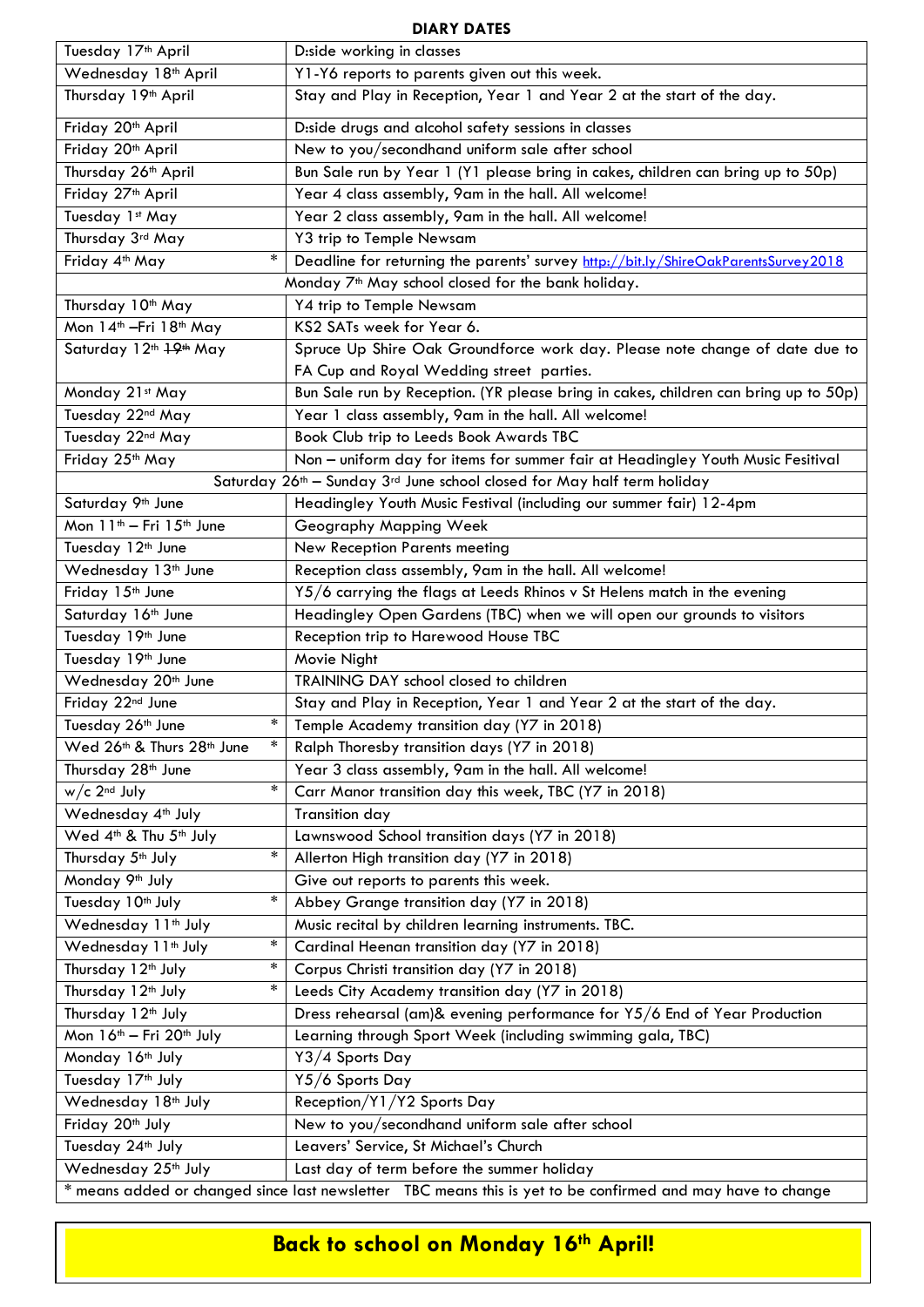**DIARY DATES**

| | |
|---|---|
| Tuesday 17th April | D:side working in classes |
| Wednesday 18th April | Y1-Y6 reports to parents given out this week. |
| Thursday 19th April | Stay and Play in Reception, Year 1 and Year 2 at the start of the day. |
| Friday 20th April | D:side drugs and alcohol safety sessions in classes |
| Friday 20th April | New to you/secondhand uniform sale after school |
| Thursday 26th April | Bun Sale run by Year 1 (Y1 please bring in cakes, children can bring up to 50p) |
| Friday 27th April | Year 4 class assembly, 9am in the hall. All welcome! |
| Tuesday 1st May | Year 2 class assembly, 9am in the hall. All welcome! |
| Thursday 3rd May | Y3 trip to Temple Newsam |
| Friday 4th May * | Deadline for returning the parents' survey http://bit.ly/ShireOakParentsSurvey2018 |
| Monday 7th May school closed for the bank holiday. | |
| Thursday 10th May | Y4 trip to Temple Newsam |
| Mon 14th –Fri 18th May | KS2 SATs week for Year 6. |
| Saturday 12th ~~19th~~ May | Spruce Up Shire Oak Groundforce work day. Please note change of date due to FA Cup and Royal Wedding street parties. |
| Monday 21st May | Bun Sale run by Reception. (YR please bring in cakes, children can bring up to 50p) |
| Tuesday 22nd May | Year 1 class assembly, 9am in the hall. All welcome! |
| Tuesday 22nd May | Book Club trip to Leeds Book Awards TBC |
| Friday 25th May | Non – uniform day for items for summer fair at Headingley Youth Music Fesitival |
| Saturday 26th – Sunday 3rd June school closed for May half term holiday | |
| Saturday 9th June | Headingley Youth Music Festival (including our summer fair) 12-4pm |
| Mon 11th – Fri 15th June | Geography Mapping Week |
| Tuesday 12th June | New Reception Parents meeting |
| Wednesday 13th June | Reception class assembly, 9am in the hall. All welcome! |
| Friday 15th June | Y5/6 carrying the flags at Leeds Rhinos v St Helens match in the evening |
| Saturday 16th June | Headingley Open Gardens (TBC) when we will open our grounds to visitors |
| Tuesday 19th June | Reception trip to Harewood House TBC |
| Tuesday 19th June | Movie Night |
| Wednesday 20th June | TRAINING DAY school closed to children |
| Friday 22nd June | Stay and Play in Reception, Year 1 and Year 2 at the start of the day. |
| Tuesday 26th June * | Temple Academy transition day (Y7 in 2018) |
| Wed 26th & Thurs 28th June * | Ralph Thoresby transition days (Y7 in 2018) |
| Thursday 28th June | Year 3 class assembly, 9am in the hall. All welcome! |
| w/c 2nd July * | Carr Manor transition day this week, TBC (Y7 in 2018) |
| Wednesday 4th July | Transition day |
| Wed 4th & Thu 5th July | Lawnswood School transition days (Y7 in 2018) |
| Thursday 5th July * | Allerton High transition day (Y7 in 2018) |
| Monday 9th July | Give out reports to parents this week. |
| Tuesday 10th July * | Abbey Grange transition day (Y7 in 2018) |
| Wednesday 11th July | Music recital by children learning instruments. TBC. |
| Wednesday 11th July * | Cardinal Heenan transition day (Y7 in 2018) |
| Thursday 12th July * | Corpus Christi transition day (Y7 in 2018) |
| Thursday 12th July * | Leeds City Academy transition day (Y7 in 2018) |
| Thursday 12th July | Dress rehearsal (am)& evening performance for Y5/6 End of Year Production |
| Mon 16th – Fri 20th July | Learning through Sport Week (including swimming gala, TBC) |
| Monday 16th July | Y3/4 Sports Day |
| Tuesday 17th July | Y5/6 Sports Day |
| Wednesday 18th July | Reception/Y1/Y2 Sports Day |
| Friday 20th July | New to you/secondhand uniform sale after school |
| Tuesday 24th July | Leavers' Service, St Michael's Church |
| Wednesday 25th July | Last day of term before the summer holiday |
| * means added or changed since last newsletter TBC means this is yet to be confirmed and may have to change | |

**Back to school on Monday 16th April!**